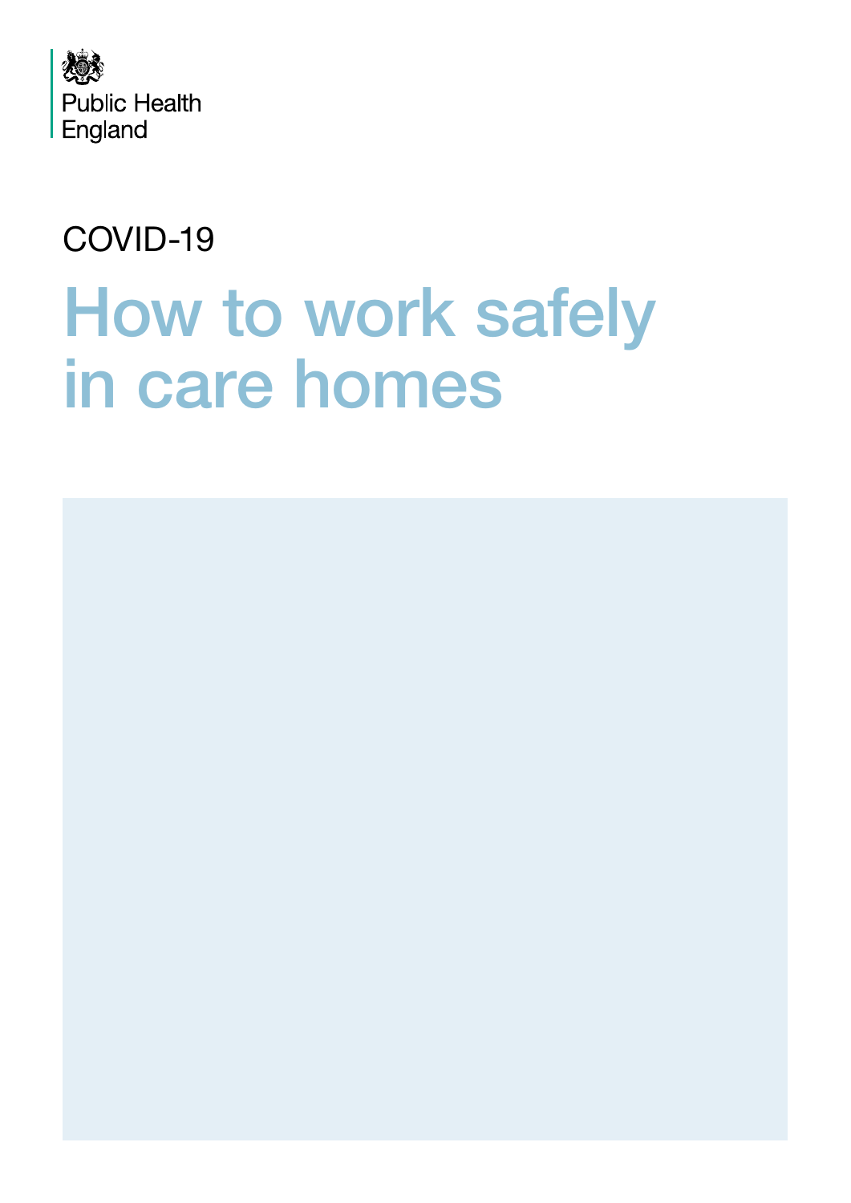Public Health England

COVID-19

# How to work safely in care homes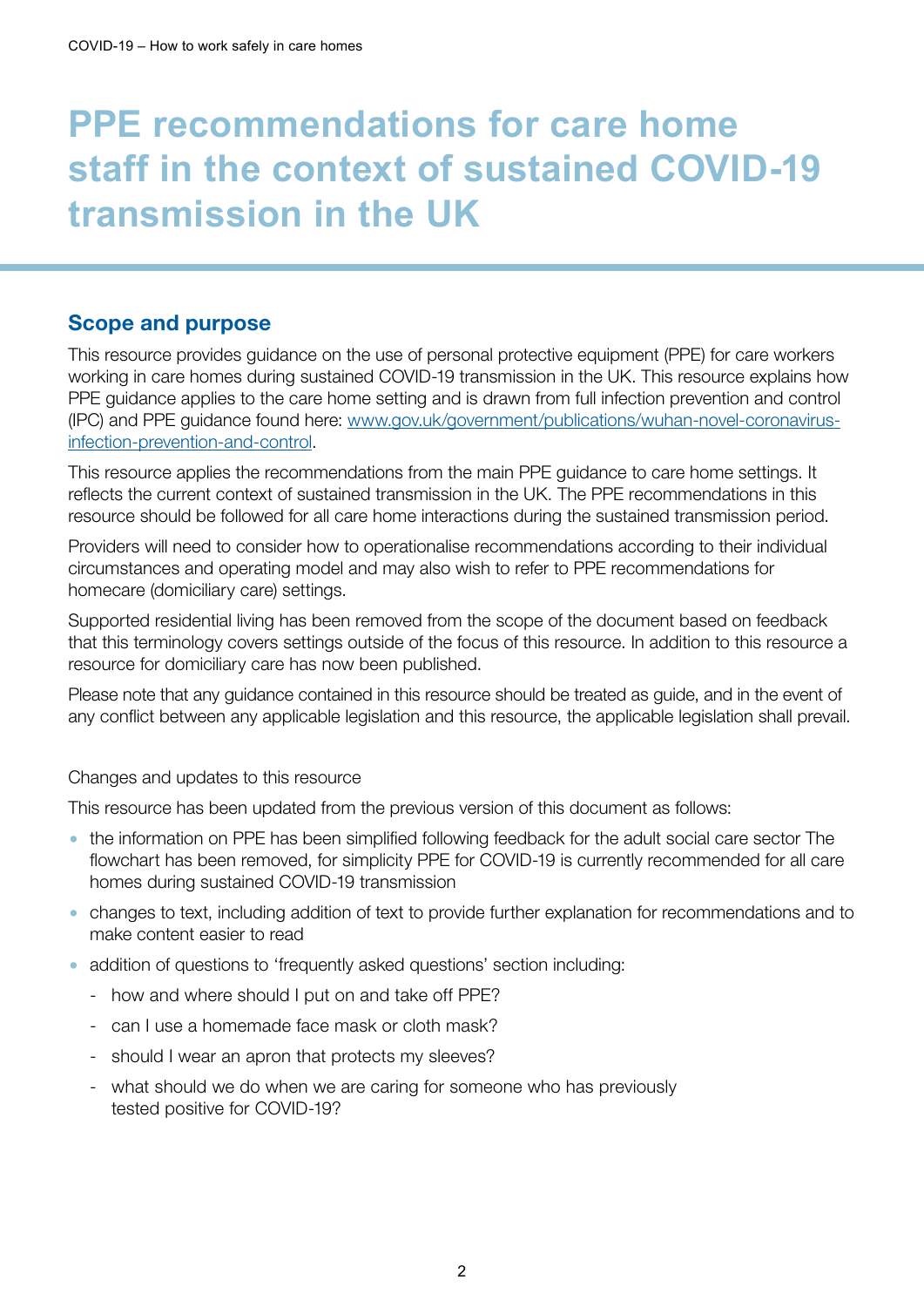# PPE recommendations for care home staff in the context of sustained COVID-19 transmission in the UK

## Scope and purpose

This resource provides guidance on the use of personal protective equipment (PPE) for care workers working in care homes during sustained COVID-19 transmission in the UK. This resource explains how PPE guidance applies to the care home setting and is drawn from full infection prevention and control (IPC) and PPE guidance found here: [www.gov.uk/government/publications/wuhan-novel-coronavirus-infection-prevention-and-control](www.gov.uk/government/publications/wuhan-novel-coronavirus-infection-prevention-and-control).

This resource applies the recommendations from the main PPE guidance to care home settings. It reflects the current context of sustained transmission in the UK. The PPE recommendations in this resource should be followed for all care home interactions during the sustained transmission period.

Providers will need to consider how to operationalise recommendations according to their individual circumstances and operating model and may also wish to refer to PPE recommendations for homecare (domiciliary care) settings.

Supported residential living has been removed from the scope of the document based on feedback that this terminology covers settings outside of the focus of this resource. In addition to this resource a resource for domiciliary care has now been published.

Please note that any guidance contained in this resource should be treated as guide, and in the event of any conflict between any applicable legislation and this resource, the applicable legislation shall prevail.

Changes and updates to this resource

This resource has been updated from the previous version of this document as follows:

- the information on PPE has been simplified following feedback for the adult social care sector The flowchart has been removed, for simplicity PPE for COVID-19 is currently recommended for all care homes during sustained COVID-19 transmission
- changes to text, including addition of text to provide further explanation for recommendations and to make content easier to read
- addition of questions to 'frequently asked questions' section including:
  - how and where should I put on and take off PPE?
  - can I use a homemade face mask or cloth mask?
  - should I wear an apron that protects my sleeves?
  - what should we do when we are caring for someone who has previously tested positive for COVID-19?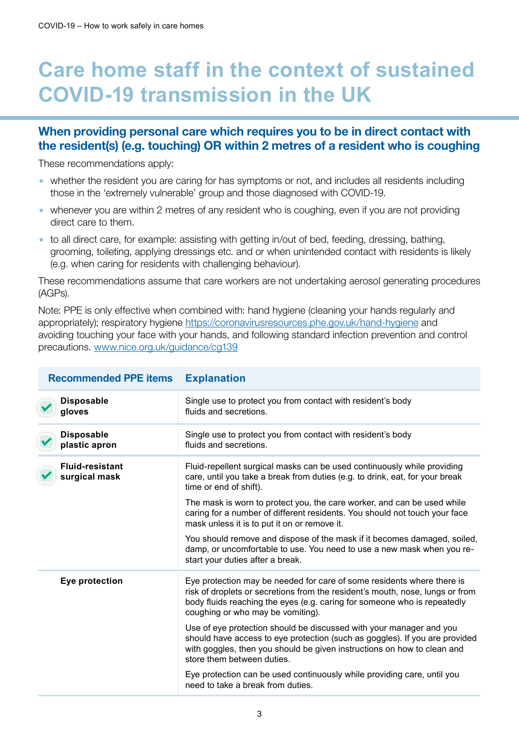# Care home staff in the context of sustained COVID-19 transmission in the UK

## When providing personal care which requires you to be in direct contact with the resident(s) (e.g. touching) OR within 2 metres of a resident who is coughing

These recommendations apply:

- whether the resident you are caring for has symptoms or not, and includes all residents including those in the 'extremely vulnerable' group and those diagnosed with COVID-19.
- whenever you are within 2 metres of any resident who is coughing, even if you are not providing direct care to them.
- to all direct care, for example: assisting with getting in/out of bed, feeding, dressing, bathing, grooming, toileting, applying dressings etc. and or when unintended contact with residents is likely (e.g. when caring for residents with challenging behaviour).

These recommendations assume that care workers are not undertaking aerosol generating procedures (AGPs).

Note: PPE is only effective when combined with: hand hygiene (cleaning your hands regularly and appropriately); respiratory hygiene https://coronavirusresources.phe.gov.uk/hand-hygiene and avoiding touching your face with your hands, and following standard infection prevention and control precautions. www.nice.org.uk/guidance/cg139

| Recommended PPE items | Explanation |
| --- | --- |
| ✔ **Disposable gloves** | Single use to protect you from contact with resident's body fluids and secretions. |
| ✔ **Disposable plastic apron** | Single use to protect you from contact with resident's body fluids and secretions. |
| ✔ **Fluid-resistant surgical mask** | Fluid-repellent surgical masks can be used continuously while providing care, until you take a break from duties (e.g. to drink, eat, for your break time or end of shift).<br><br>The mask is worn to protect you, the care worker, and can be used while caring for a number of different residents. You should not touch your face mask unless it is to put it on or remove it.<br><br>You should remove and dispose of the mask if it becomes damaged, soiled, damp, or uncomfortable to use. You need to use a new mask when you re-start your duties after a break. |
| **Eye protection** | Eye protection may be needed for care of some residents where there is risk of droplets or secretions from the resident's mouth, nose, lungs or from body fluids reaching the eyes (e.g. caring for someone who is repeatedly coughing or who may be vomiting).<br><br>Use of eye protection should be discussed with your manager and you should have access to eye protection (such as goggles). If you are provided with goggles, then you should be given instructions on how to clean and store them between duties.<br><br>Eye protection can be used continuously while providing care, until you need to take a break from duties. |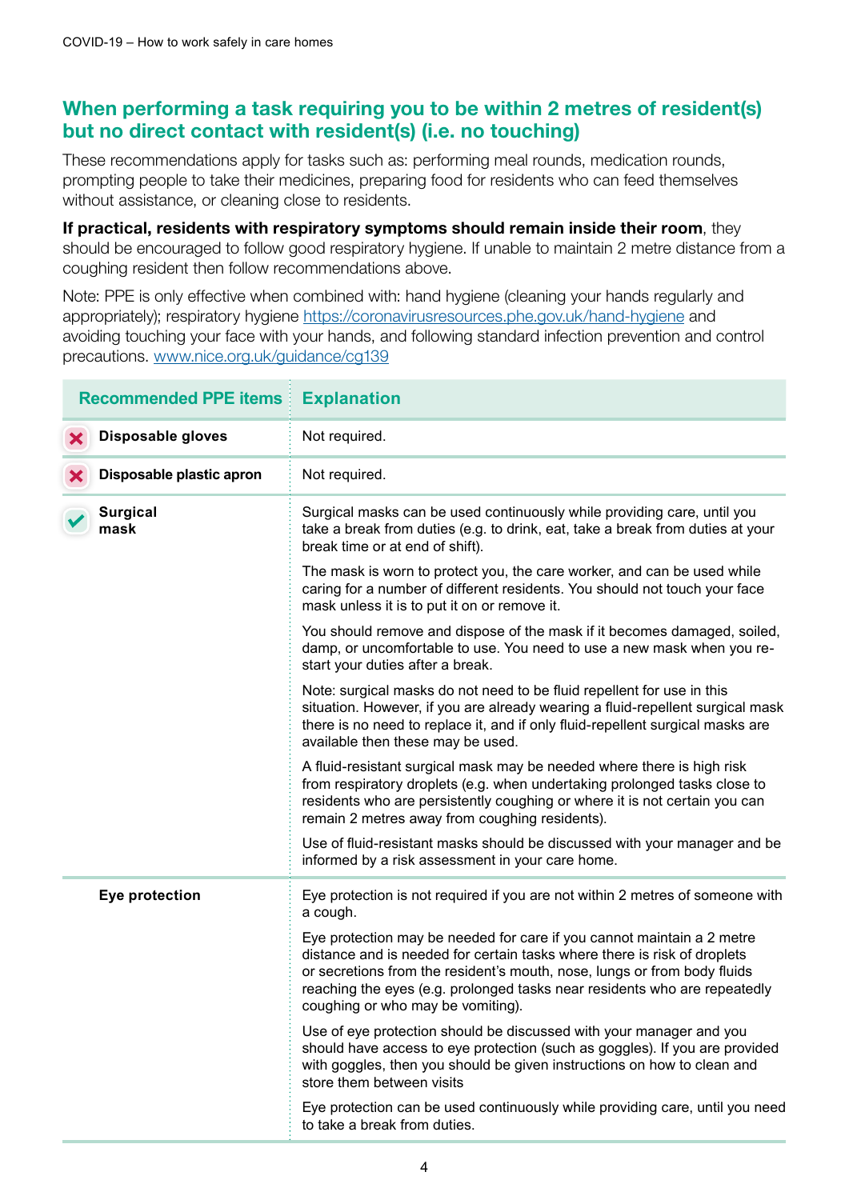## When performing a task requiring you to be within 2 metres of resident(s) but no direct contact with resident(s) (i.e. no touching)

These recommendations apply for tasks such as: performing meal rounds, medication rounds, prompting people to take their medicines, preparing food for residents who can feed themselves without assistance, or cleaning close to residents.

**If practical, residents with respiratory symptoms should remain inside their room**, they should be encouraged to follow good respiratory hygiene. If unable to maintain 2 metre distance from a coughing resident then follow recommendations above.

Note: PPE is only effective when combined with: hand hygiene (cleaning your hands regularly and appropriately); respiratory hygiene https://coronavirusresources.phe.gov.uk/hand-hygiene and avoiding touching your face with your hands, and following standard infection prevention and control precautions. www.nice.org.uk/guidance/cg139

| Recommended PPE items | Explanation |
|---|---|
| ✗ **Disposable gloves** | Not required. |
| ✗ **Disposable plastic apron** | Not required. |
| ✓ **Surgical mask** | Surgical masks can be used continuously while providing care, until you take a break from duties (e.g. to drink, eat, take a break from duties at your break time or at end of shift).<br><br>The mask is worn to protect you, the care worker, and can be used while caring for a number of different residents. You should not touch your face mask unless it is to put it on or remove it.<br><br>You should remove and dispose of the mask if it becomes damaged, soiled, damp, or uncomfortable to use. You need to use a new mask when you re-start your duties after a break.<br><br>Note: surgical masks do not need to be fluid repellent for use in this situation. However, if you are already wearing a fluid-repellent surgical mask there is no need to replace it, and if only fluid-repellent surgical masks are available then these may be used.<br><br>A fluid-resistant surgical mask may be needed where there is high risk from respiratory droplets (e.g. when undertaking prolonged tasks close to residents who are persistently coughing or where it is not certain you can remain 2 metres away from coughing residents).<br><br>Use of fluid-resistant masks should be discussed with your manager and be informed by a risk assessment in your care home. |
| **Eye protection** | Eye protection is not required if you are not within 2 metres of someone with a cough.<br><br>Eye protection may be needed for care if you cannot maintain a 2 metre distance and is needed for certain tasks where there is risk of droplets or secretions from the resident's mouth, nose, lungs or from body fluids reaching the eyes (e.g. prolonged tasks near residents who are repeatedly coughing or who may be vomiting).<br><br>Use of eye protection should be discussed with your manager and you should have access to eye protection (such as goggles). If you are provided with goggles, then you should be given instructions on how to clean and store them between visits<br><br>Eye protection can be used continuously while providing care, until you need to take a break from duties. |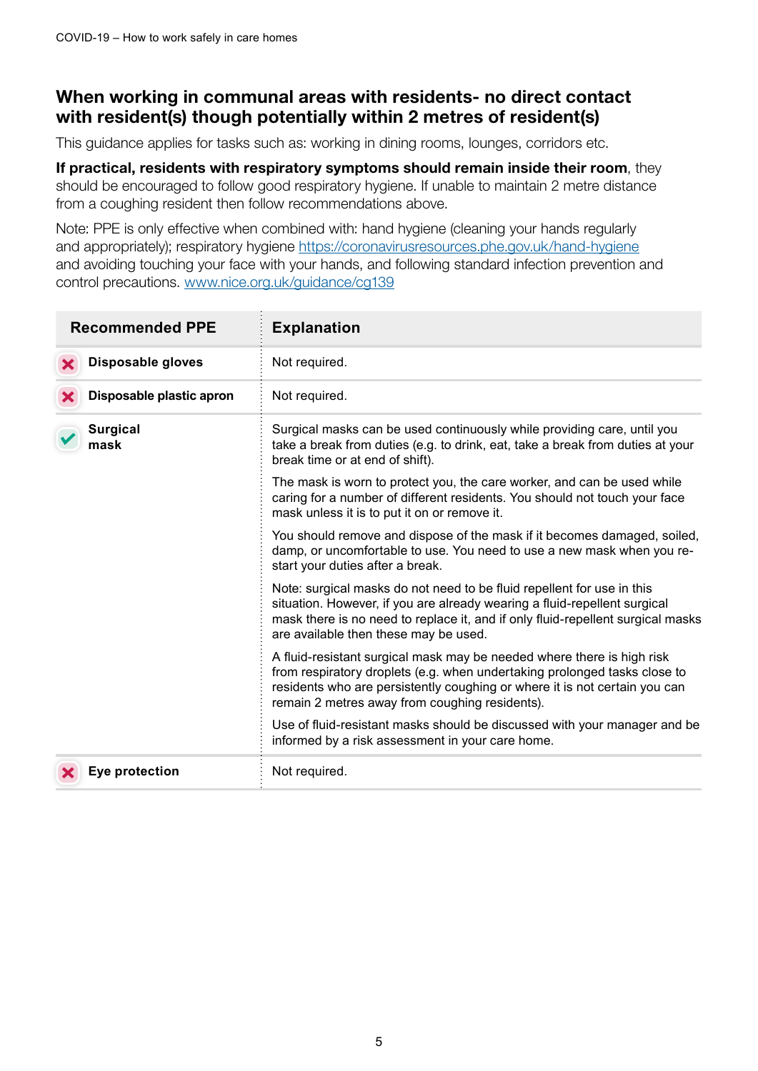## When working in communal areas with residents- no direct contact with resident(s) though potentially within 2 metres of resident(s)

This guidance applies for tasks such as: working in dining rooms, lounges, corridors etc.

**If practical, residents with respiratory symptoms should remain inside their room**, they should be encouraged to follow good respiratory hygiene. If unable to maintain 2 metre distance from a coughing resident then follow recommendations above.

Note: PPE is only effective when combined with: hand hygiene (cleaning your hands regularly and appropriately); respiratory hygiene https://coronavirusresources.phe.gov.uk/hand-hygiene and avoiding touching your face with your hands, and following standard infection prevention and control precautions. www.nice.org.uk/guidance/cg139

| Recommended PPE | Explanation |
|---|---|
| ✗ **Disposable gloves** | Not required. |
| ✗ **Disposable plastic apron** | Not required. |
| ✓ **Surgical mask** | Surgical masks can be used continuously while providing care, until you take a break from duties (e.g. to drink, eat, take a break from duties at your break time or at end of shift).<br><br>The mask is worn to protect you, the care worker, and can be used while caring for a number of different residents. You should not touch your face mask unless it is to put it on or remove it.<br><br>You should remove and dispose of the mask if it becomes damaged, soiled, damp, or uncomfortable to use. You need to use a new mask when you re-start your duties after a break.<br><br>Note: surgical masks do not need to be fluid repellent for use in this situation. However, if you are already wearing a fluid-repellent surgical mask there is no need to replace it, and if only fluid-repellent surgical masks are available then these may be used.<br><br>A fluid-resistant surgical mask may be needed where there is high risk from respiratory droplets (e.g. when undertaking prolonged tasks close to residents who are persistently coughing or where it is not certain you can remain 2 metres away from coughing residents).<br><br>Use of fluid-resistant masks should be discussed with your manager and be informed by a risk assessment in your care home. |
| ✗ **Eye protection** | Not required. |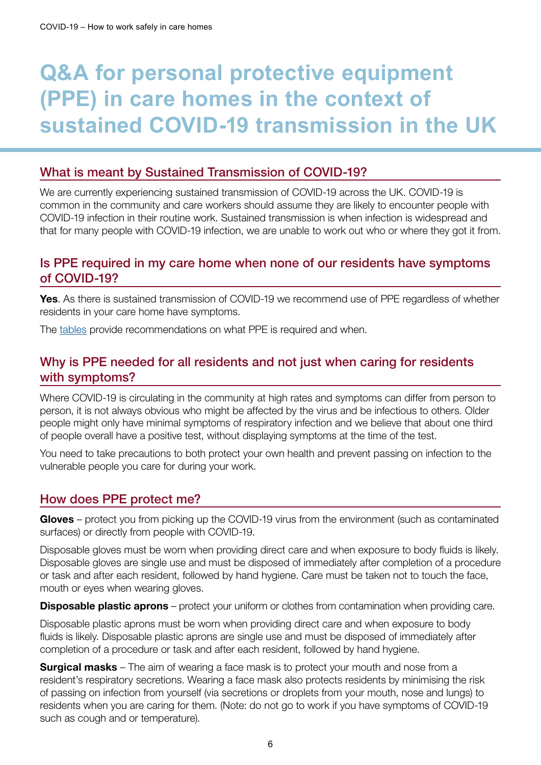# Q&A for personal protective equipment (PPE) in care homes in the context of sustained COVID-19 transmission in the UK

## What is meant by Sustained Transmission of COVID-19?

We are currently experiencing sustained transmission of COVID-19 across the UK. COVID-19 is common in the community and care workers should assume they are likely to encounter people with COVID-19 infection in their routine work. Sustained transmission is when infection is widespread and that for many people with COVID-19 infection, we are unable to work out who or where they got it from.

## Is PPE required in my care home when none of our residents have symptoms of COVID-19?

**Yes**. As there is sustained transmission of COVID-19 we recommend use of PPE regardless of whether residents in your care home have symptoms.

The tables provide recommendations on what PPE is required and when.

## Why is PPE needed for all residents and not just when caring for residents with symptoms?

Where COVID-19 is circulating in the community at high rates and symptoms can differ from person to person, it is not always obvious who might be affected by the virus and be infectious to others. Older people might only have minimal symptoms of respiratory infection and we believe that about one third of people overall have a positive test, without displaying symptoms at the time of the test.

You need to take precautions to both protect your own health and prevent passing on infection to the vulnerable people you care for during your work.

## How does PPE protect me?

**Gloves** – protect you from picking up the COVID-19 virus from the environment (such as contaminated surfaces) or directly from people with COVID-19.

Disposable gloves must be worn when providing direct care and when exposure to body fluids is likely. Disposable gloves are single use and must be disposed of immediately after completion of a procedure or task and after each resident, followed by hand hygiene. Care must be taken not to touch the face, mouth or eyes when wearing gloves.

**Disposable plastic aprons** – protect your uniform or clothes from contamination when providing care.

Disposable plastic aprons must be worn when providing direct care and when exposure to body fluids is likely. Disposable plastic aprons are single use and must be disposed of immediately after completion of a procedure or task and after each resident, followed by hand hygiene.

**Surgical masks** – The aim of wearing a face mask is to protect your mouth and nose from a resident's respiratory secretions. Wearing a face mask also protects residents by minimising the risk of passing on infection from yourself (via secretions or droplets from your mouth, nose and lungs) to residents when you are caring for them. (Note: do not go to work if you have symptoms of COVID-19 such as cough and or temperature).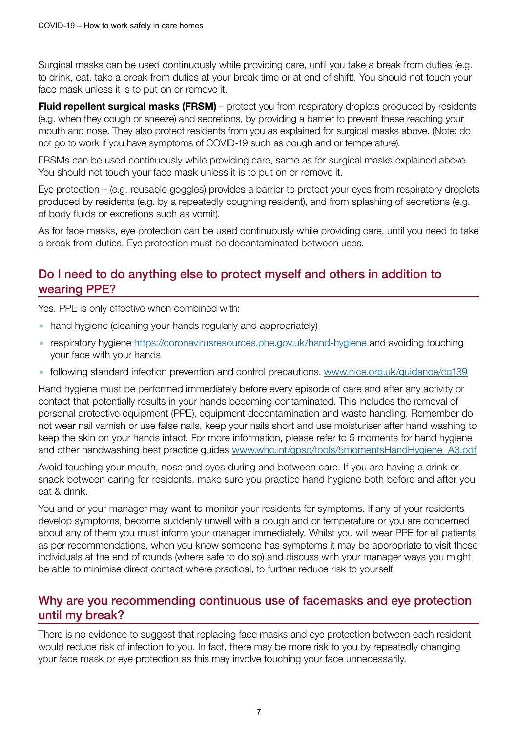Surgical masks can be used continuously while providing care, until you take a break from duties (e.g. to drink, eat, take a break from duties at your break time or at end of shift). You should not touch your face mask unless it is to put on or remove it.

**Fluid repellent surgical masks (FRSM)** – protect you from respiratory droplets produced by residents (e.g. when they cough or sneeze) and secretions, by providing a barrier to prevent these reaching your mouth and nose. They also protect residents from you as explained for surgical masks above. (Note: do not go to work if you have symptoms of COVID-19 such as cough and or temperature).

FRSMs can be used continuously while providing care, same as for surgical masks explained above. You should not touch your face mask unless it is to put on or remove it.

Eye protection – (e.g. reusable goggles) provides a barrier to protect your eyes from respiratory droplets produced by residents (e.g. by a repeatedly coughing resident), and from splashing of secretions (e.g. of body fluids or excretions such as vomit).

As for face masks, eye protection can be used continuously while providing care, until you need to take a break from duties. Eye protection must be decontaminated between uses.

## Do I need to do anything else to protect myself and others in addition to wearing PPE?

Yes. PPE is only effective when combined with:

- hand hygiene (cleaning your hands regularly and appropriately)
- respiratory hygiene https://coronavirusresources.phe.gov.uk/hand-hygiene and avoiding touching your face with your hands
- following standard infection prevention and control precautions. www.nice.org.uk/guidance/cg139

Hand hygiene must be performed immediately before every episode of care and after any activity or contact that potentially results in your hands becoming contaminated. This includes the removal of personal protective equipment (PPE), equipment decontamination and waste handling. Remember do not wear nail varnish or use false nails, keep your nails short and use moisturiser after hand washing to keep the skin on your hands intact. For more information, please refer to 5 moments for hand hygiene and other handwashing best practice guides www.who.int/gpsc/tools/5momentsHandHygiene_A3.pdf

Avoid touching your mouth, nose and eyes during and between care. If you are having a drink or snack between caring for residents, make sure you practice hand hygiene both before and after you eat & drink.

You and or your manager may want to monitor your residents for symptoms. If any of your residents develop symptoms, become suddenly unwell with a cough and or temperature or you are concerned about any of them you must inform your manager immediately. Whilst you will wear PPE for all patients as per recommendations, when you know someone has symptoms it may be appropriate to visit those individuals at the end of rounds (where safe to do so) and discuss with your manager ways you might be able to minimise direct contact where practical, to further reduce risk to yourself.

## Why are you recommending continuous use of facemasks and eye protection until my break?

There is no evidence to suggest that replacing face masks and eye protection between each resident would reduce risk of infection to you. In fact, there may be more risk to you by repeatedly changing your face mask or eye protection as this may involve touching your face unnecessarily.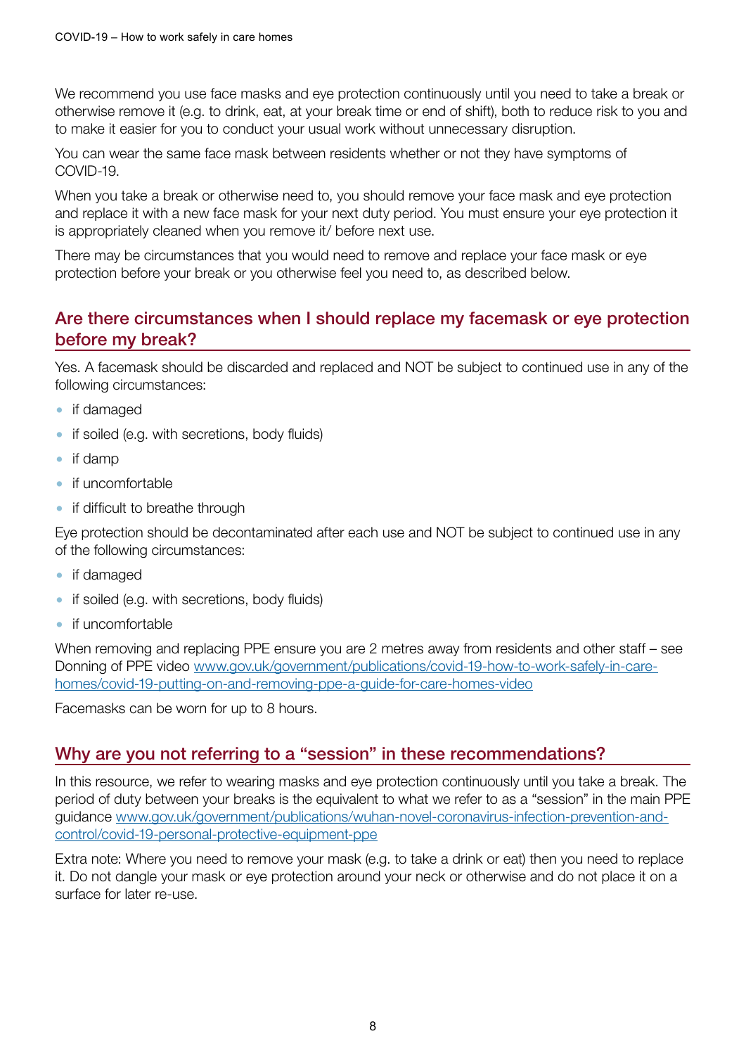We recommend you use face masks and eye protection continuously until you need to take a break or otherwise remove it (e.g. to drink, eat, at your break time or end of shift), both to reduce risk to you and to make it easier for you to conduct your usual work without unnecessary disruption.

You can wear the same face mask between residents whether or not they have symptoms of COVID-19.

When you take a break or otherwise need to, you should remove your face mask and eye protection and replace it with a new face mask for your next duty period. You must ensure your eye protection it is appropriately cleaned when you remove it/ before next use.

There may be circumstances that you would need to remove and replace your face mask or eye protection before your break or you otherwise feel you need to, as described below.

## Are there circumstances when I should replace my facemask or eye protection before my break?

Yes. A facemask should be discarded and replaced and NOT be subject to continued use in any of the following circumstances:

- if damaged
- if soiled (e.g. with secretions, body fluids)
- if damp
- if uncomfortable
- if difficult to breathe through

Eye protection should be decontaminated after each use and NOT be subject to continued use in any of the following circumstances:

- if damaged
- if soiled (e.g. with secretions, body fluids)
- if uncomfortable

When removing and replacing PPE ensure you are 2 metres away from residents and other staff – see Donning of PPE video [www.gov.uk/government/publications/covid-19-how-to-work-safely-in-care-homes/covid-19-putting-on-and-removing-ppe-a-guide-for-care-homes-video](www.gov.uk/government/publications/covid-19-how-to-work-safely-in-care-homes/covid-19-putting-on-and-removing-ppe-a-guide-for-care-homes-video)

Facemasks can be worn for up to 8 hours.

## Why are you not referring to a "session" in these recommendations?

In this resource, we refer to wearing masks and eye protection continuously until you take a break. The period of duty between your breaks is the equivalent to what we refer to as a "session" in the main PPE guidance [www.gov.uk/government/publications/wuhan-novel-coronavirus-infection-prevention-and-control/covid-19-personal-protective-equipment-ppe](www.gov.uk/government/publications/wuhan-novel-coronavirus-infection-prevention-and-control/covid-19-personal-protective-equipment-ppe)

Extra note: Where you need to remove your mask (e.g. to take a drink or eat) then you need to replace it. Do not dangle your mask or eye protection around your neck or otherwise and do not place it on a surface for later re-use.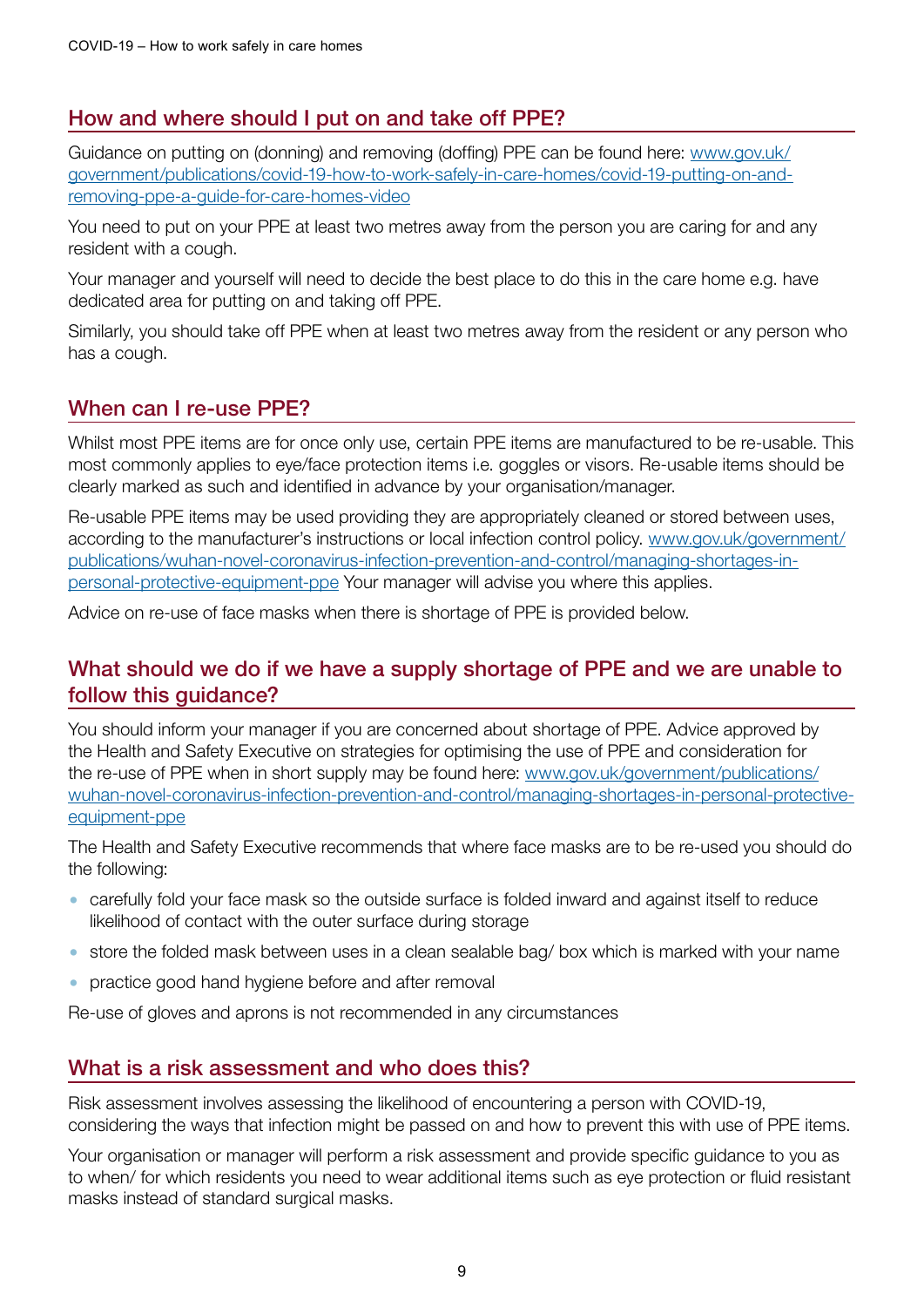## How and where should I put on and take off PPE?

Guidance on putting on (donning) and removing (doffing) PPE can be found here: www.gov.uk/government/publications/covid-19-how-to-work-safely-in-care-homes/covid-19-putting-on-and-removing-ppe-a-guide-for-care-homes-video

You need to put on your PPE at least two metres away from the person you are caring for and any resident with a cough.

Your manager and yourself will need to decide the best place to do this in the care home e.g. have dedicated area for putting on and taking off PPE.

Similarly, you should take off PPE when at least two metres away from the resident or any person who has a cough.

## When can I re-use PPE?

Whilst most PPE items are for once only use, certain PPE items are manufactured to be re-usable. This most commonly applies to eye/face protection items i.e. goggles or visors. Re-usable items should be clearly marked as such and identified in advance by your organisation/manager.

Re-usable PPE items may be used providing they are appropriately cleaned or stored between uses, according to the manufacturer's instructions or local infection control policy. www.gov.uk/government/publications/wuhan-novel-coronavirus-infection-prevention-and-control/managing-shortages-in-personal-protective-equipment-ppe Your manager will advise you where this applies.

Advice on re-use of face masks when there is shortage of PPE is provided below.

## What should we do if we have a supply shortage of PPE and we are unable to follow this guidance?

You should inform your manager if you are concerned about shortage of PPE. Advice approved by the Health and Safety Executive on strategies for optimising the use of PPE and consideration for the re-use of PPE when in short supply may be found here: www.gov.uk/government/publications/wuhan-novel-coronavirus-infection-prevention-and-control/managing-shortages-in-personal-protective-equipment-ppe

The Health and Safety Executive recommends that where face masks are to be re-used you should do the following:

- carefully fold your face mask so the outside surface is folded inward and against itself to reduce likelihood of contact with the outer surface during storage
- store the folded mask between uses in a clean sealable bag/ box which is marked with your name
- practice good hand hygiene before and after removal

Re-use of gloves and aprons is not recommended in any circumstances

## What is a risk assessment and who does this?

Risk assessment involves assessing the likelihood of encountering a person with COVID-19, considering the ways that infection might be passed on and how to prevent this with use of PPE items.

Your organisation or manager will perform a risk assessment and provide specific guidance to you as to when/ for which residents you need to wear additional items such as eye protection or fluid resistant masks instead of standard surgical masks.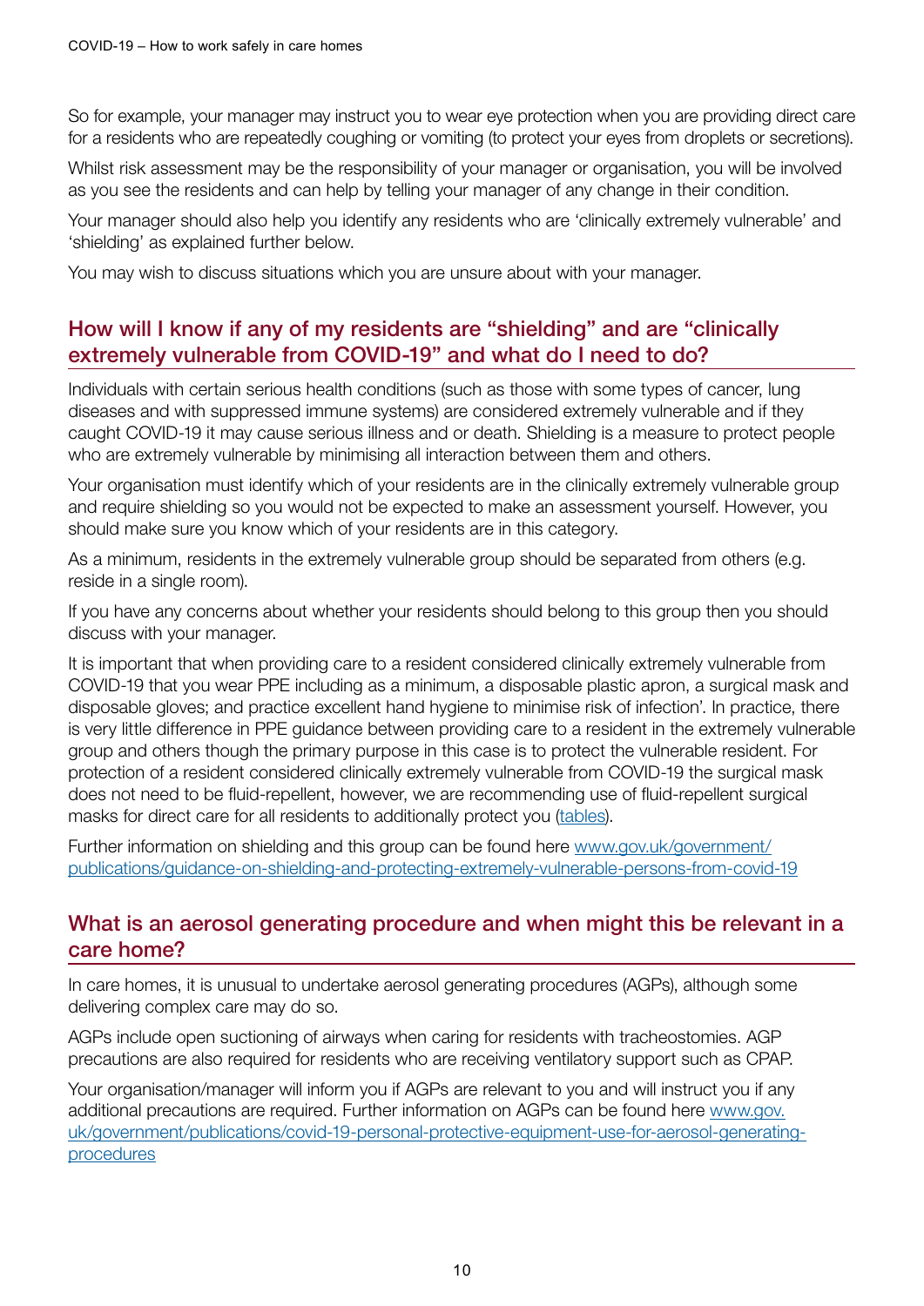So for example, your manager may instruct you to wear eye protection when you are providing direct care for a residents who are repeatedly coughing or vomiting (to protect your eyes from droplets or secretions).

Whilst risk assessment may be the responsibility of your manager or organisation, you will be involved as you see the residents and can help by telling your manager of any change in their condition.

Your manager should also help you identify any residents who are 'clinically extremely vulnerable' and 'shielding' as explained further below.

You may wish to discuss situations which you are unsure about with your manager.

## How will I know if any of my residents are "shielding" and are "clinically extremely vulnerable from COVID-19" and what do I need to do?

Individuals with certain serious health conditions (such as those with some types of cancer, lung diseases and with suppressed immune systems) are considered extremely vulnerable and if they caught COVID-19 it may cause serious illness and or death. Shielding is a measure to protect people who are extremely vulnerable by minimising all interaction between them and others.

Your organisation must identify which of your residents are in the clinically extremely vulnerable group and require shielding so you would not be expected to make an assessment yourself. However, you should make sure you know which of your residents are in this category.

As a minimum, residents in the extremely vulnerable group should be separated from others (e.g. reside in a single room).

If you have any concerns about whether your residents should belong to this group then you should discuss with your manager.

It is important that when providing care to a resident considered clinically extremely vulnerable from COVID-19 that you wear PPE including as a minimum, a disposable plastic apron, a surgical mask and disposable gloves; and practice excellent hand hygiene to minimise risk of infection'. In practice, there is very little difference in PPE guidance between providing care to a resident in the extremely vulnerable group and others though the primary purpose in this case is to protect the vulnerable resident. For protection of a resident considered clinically extremely vulnerable from COVID-19 the surgical mask does not need to be fluid-repellent, however, we are recommending use of fluid-repellent surgical masks for direct care for all residents to additionally protect you (tables).

Further information on shielding and this group can be found here www.gov.uk/government/publications/guidance-on-shielding-and-protecting-extremely-vulnerable-persons-from-covid-19

## What is an aerosol generating procedure and when might this be relevant in a care home?

In care homes, it is unusual to undertake aerosol generating procedures (AGPs), although some delivering complex care may do so.

AGPs include open suctioning of airways when caring for residents with tracheostomies. AGP precautions are also required for residents who are receiving ventilatory support such as CPAP.

Your organisation/manager will inform you if AGPs are relevant to you and will instruct you if any additional precautions are required. Further information on AGPs can be found here www.gov.uk/government/publications/covid-19-personal-protective-equipment-use-for-aerosol-generating-procedures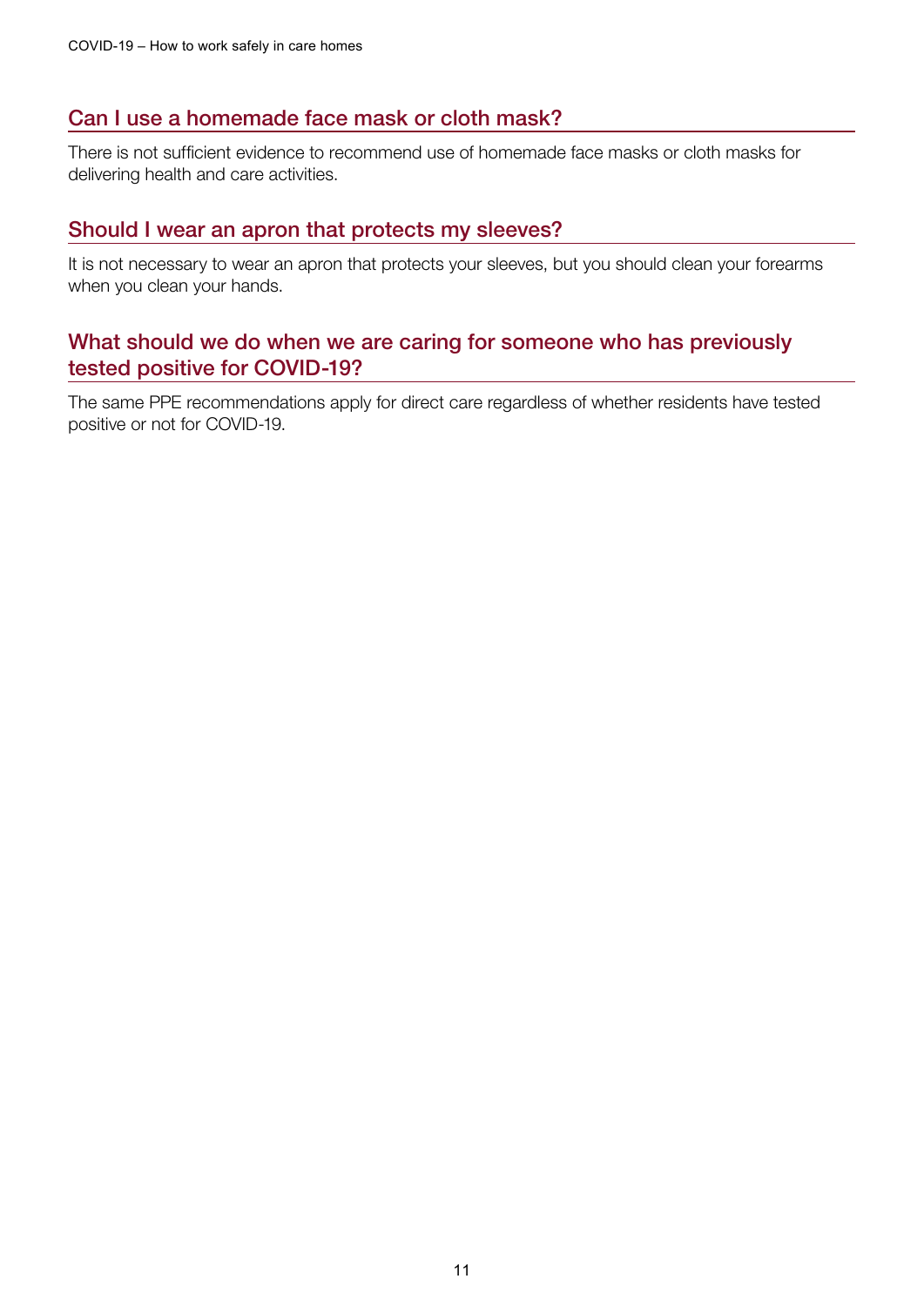## Can I use a homemade face mask or cloth mask?

There is not sufficient evidence to recommend use of homemade face masks or cloth masks for delivering health and care activities.

## Should I wear an apron that protects my sleeves?

It is not necessary to wear an apron that protects your sleeves, but you should clean your forearms when you clean your hands.

## What should we do when we are caring for someone who has previously tested positive for COVID-19?

The same PPE recommendations apply for direct care regardless of whether residents have tested positive or not for COVID-19.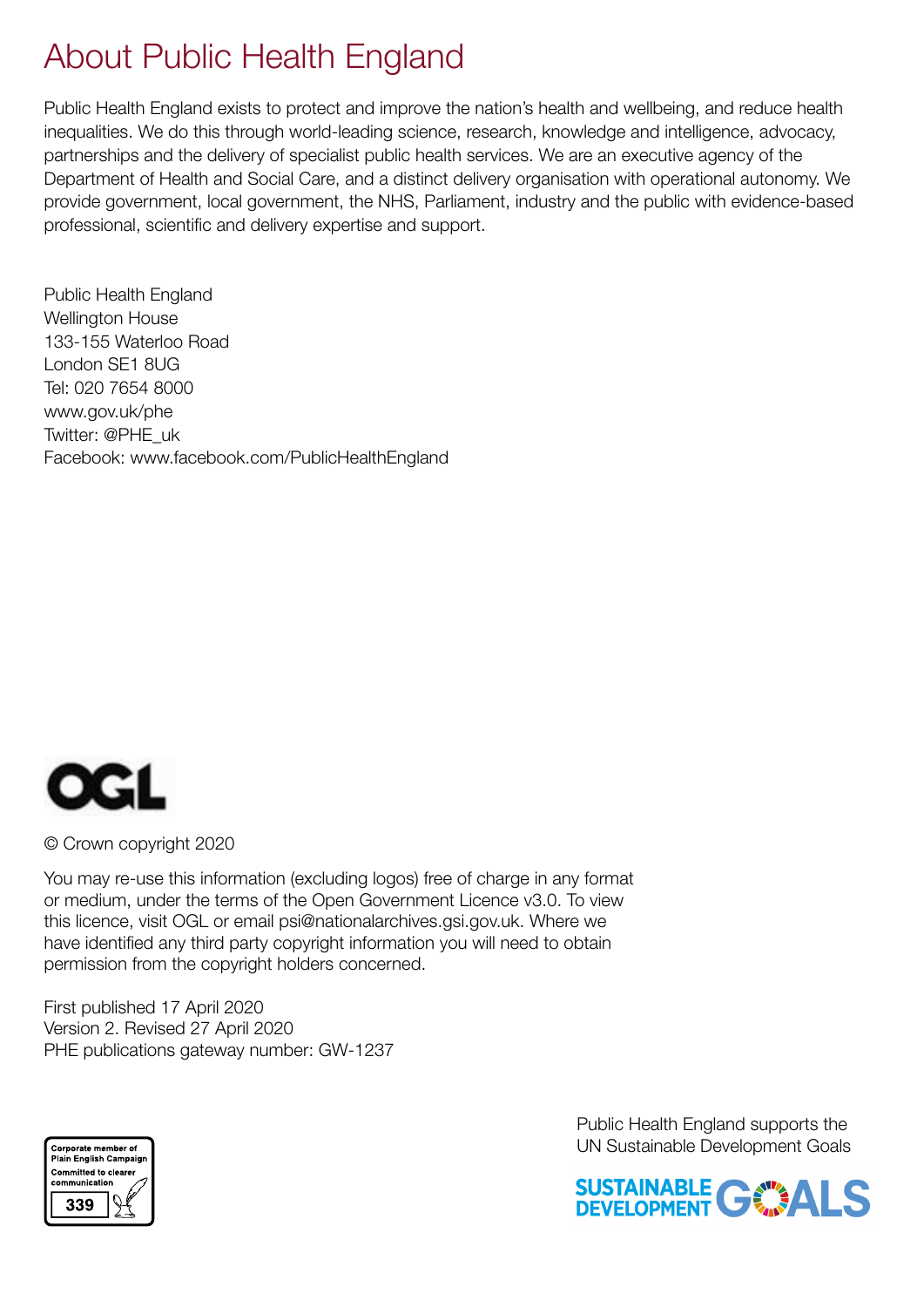# About Public Health England

Public Health England exists to protect and improve the nation's health and wellbeing, and reduce health inequalities. We do this through world-leading science, research, knowledge and intelligence, advocacy, partnerships and the delivery of specialist public health services. We are an executive agency of the Department of Health and Social Care, and a distinct delivery organisation with operational autonomy. We provide government, local government, the NHS, Parliament, industry and the public with evidence-based professional, scientific and delivery expertise and support.

Public Health England
Wellington House
133-155 Waterloo Road
London SE1 8UG
Tel: 020 7654 8000
www.gov.uk/phe
Twitter: @PHE_uk
Facebook: www.facebook.com/PublicHealthEngland

OGL

© Crown copyright 2020

You may re-use this information (excluding logos) free of charge in any format or medium, under the terms of the Open Government Licence v3.0. To view this licence, visit OGL or email psi@nationalarchives.gsi.gov.uk. Where we have identified any third party copyright information you will need to obtain permission from the copyright holders concerned.

First published 17 April 2020
Version 2. Revised 27 April 2020
PHE publications gateway number: GW-1237

Corporate member of Plain English Campaign
Committed to clearer communication
339

Public Health England supports the UN Sustainable Development Goals

SUSTAINABLE DEVELOPMENT GOALS